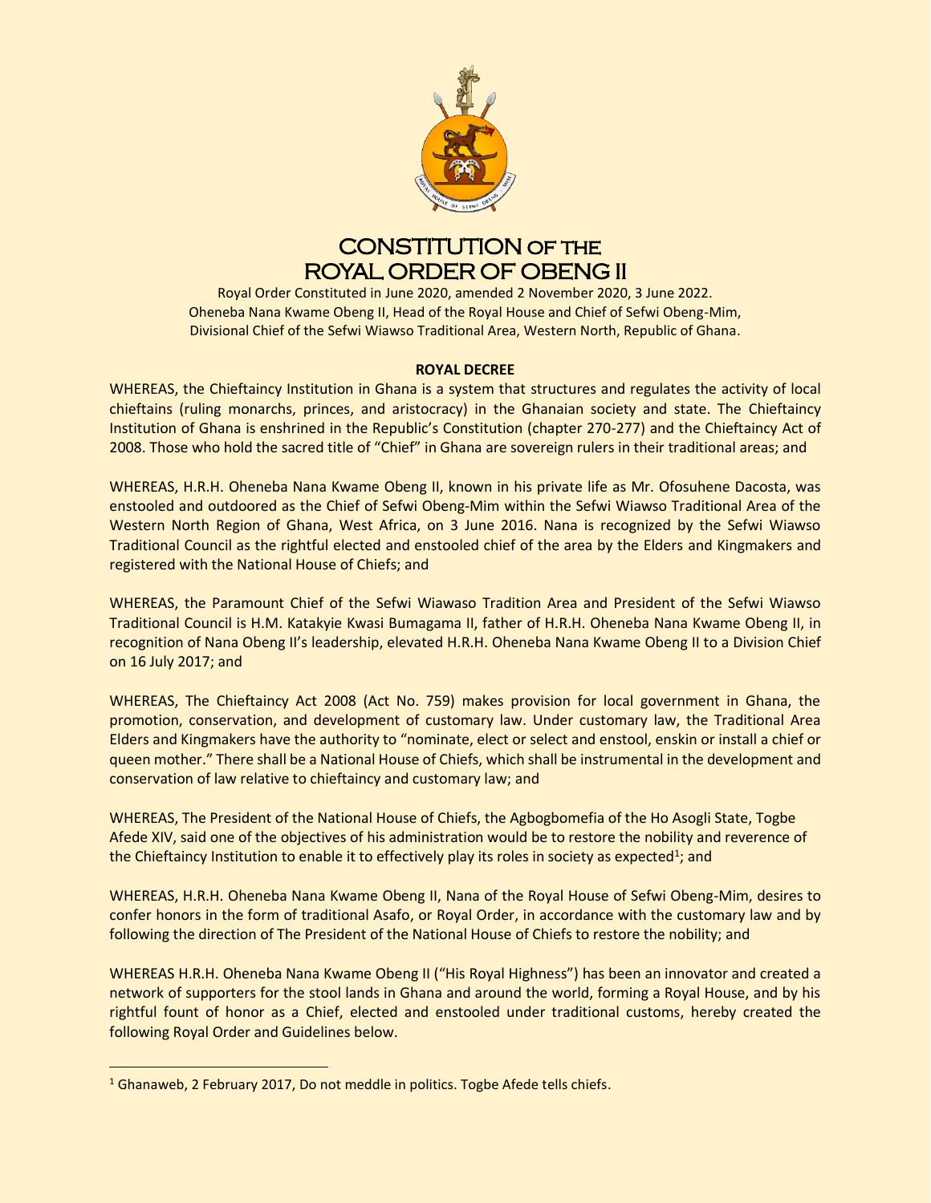# CONSTITUTION OF THE ROYAL ORDER OF OBENG II

Royal Order Constituted in June 2020, amended 2 November 2020, 3 June 2022.
Oheneba Nana Kwame Obeng II, Head of the Royal House and Chief of Sefwi Obeng-Mim,
Divisional Chief of the Sefwi Wiawso Traditional Area, Western North, Republic of Ghana.

**ROYAL DECREE**

WHEREAS, the Chieftaincy Institution in Ghana is a system that structures and regulates the activity of local chieftains (ruling monarchs, princes, and aristocracy) in the Ghanaian society and state. The Chieftaincy Institution of Ghana is enshrined in the Republic's Constitution (chapter 270-277) and the Chieftaincy Act of 2008. Those who hold the sacred title of "Chief" in Ghana are sovereign rulers in their traditional areas; and

WHEREAS, H.R.H. Oheneba Nana Kwame Obeng II, known in his private life as Mr. Ofosuhene Dacosta, was enstooled and outdoored as the Chief of Sefwi Obeng-Mim within the Sefwi Wiawso Traditional Area of the Western North Region of Ghana, West Africa, on 3 June 2016. Nana is recognized by the Sefwi Wiawso Traditional Council as the rightful elected and enstooled chief of the area by the Elders and Kingmakers and registered with the National House of Chiefs; and

WHEREAS, the Paramount Chief of the Sefwi Wiawaso Tradition Area and President of the Sefwi Wiawso Traditional Council is H.M. Katakyie Kwasi Bumagama II, father of H.R.H. Oheneba Nana Kwame Obeng II, in recognition of Nana Obeng II's leadership, elevated H.R.H. Oheneba Nana Kwame Obeng II to a Division Chief on 16 July 2017; and

WHEREAS, The Chieftaincy Act 2008 (Act No. 759) makes provision for local government in Ghana, the promotion, conservation, and development of customary law. Under customary law, the Traditional Area Elders and Kingmakers have the authority to "nominate, elect or select and enstool, enskin or install a chief or queen mother." There shall be a National House of Chiefs, which shall be instrumental in the development and conservation of law relative to chieftaincy and customary law; and

WHEREAS, The President of the National House of Chiefs, the Agbogbomefia of the Ho Asogli State, Togbe Afede XIV, said one of the objectives of his administration would be to restore the nobility and reverence of the Chieftaincy Institution to enable it to effectively play its roles in society as expected[1]; and

WHEREAS, H.R.H. Oheneba Nana Kwame Obeng II, Nana of the Royal House of Sefwi Obeng-Mim, desires to confer honors in the form of traditional Asafo, or Royal Order, in accordance with the customary law and by following the direction of The President of the National House of Chiefs to restore the nobility; and

WHEREAS H.R.H. Oheneba Nana Kwame Obeng II ("His Royal Highness") has been an innovator and created a network of supporters for the stool lands in Ghana and around the world, forming a Royal House, and by his rightful fount of honor as a Chief, elected and enstooled under traditional customs, hereby created the following Royal Order and Guidelines below.

---

[1] Ghanaweb, 2 February 2017, Do not meddle in politics. Togbe Afede tells chiefs.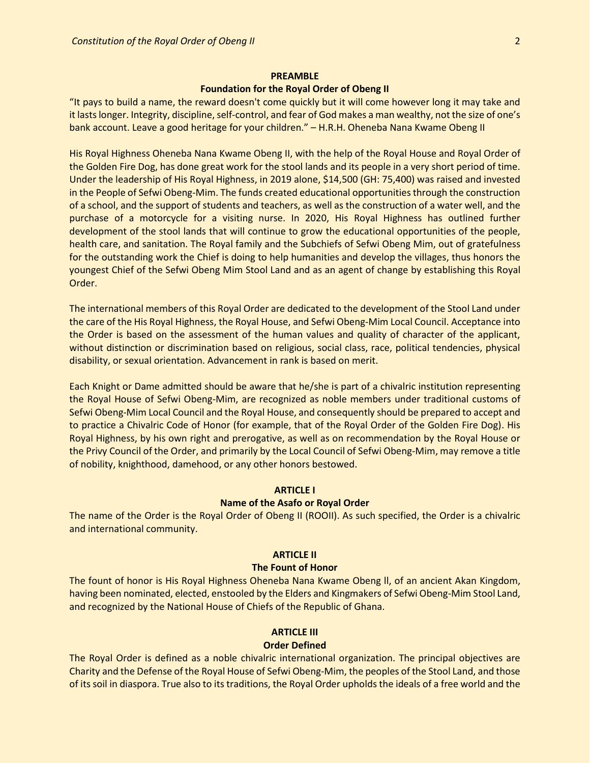## PREAMBLE

### Foundation for the Royal Order of Obeng II

"It pays to build a name, the reward doesn't come quickly but it will come however long it may take and it lasts longer. Integrity, discipline, self-control, and fear of God makes a man wealthy, not the size of one's bank account. Leave a good heritage for your children." – H.R.H. Oheneba Nana Kwame Obeng II

His Royal Highness Oheneba Nana Kwame Obeng II, with the help of the Royal House and Royal Order of the Golden Fire Dog, has done great work for the stool lands and its people in a very short period of time. Under the leadership of His Royal Highness, in 2019 alone, $14,500 (GH: 75,400) was raised and invested in the People of Sefwi Obeng-Mim. The funds created educational opportunities through the construction of a school, and the support of students and teachers, as well as the construction of a water well, and the purchase of a motorcycle for a visiting nurse. In 2020, His Royal Highness has outlined further development of the stool lands that will continue to grow the educational opportunities of the people, health care, and sanitation. The Royal family and the Subchiefs of Sefwi Obeng Mim, out of gratefulness for the outstanding work the Chief is doing to help humanities and develop the villages, thus honors the youngest Chief of the Sefwi Obeng Mim Stool Land and as an agent of change by establishing this Royal Order.

The international members of this Royal Order are dedicated to the development of the Stool Land under the care of the His Royal Highness, the Royal House, and Sefwi Obeng-Mim Local Council. Acceptance into the Order is based on the assessment of the human values and quality of character of the applicant, without distinction or discrimination based on religious, social class, race, political tendencies, physical disability, or sexual orientation. Advancement in rank is based on merit.

Each Knight or Dame admitted should be aware that he/she is part of a chivalric institution representing the Royal House of Sefwi Obeng-Mim, are recognized as noble members under traditional customs of Sefwi Obeng-Mim Local Council and the Royal House, and consequently should be prepared to accept and to practice a Chivalric Code of Honor (for example, that of the Royal Order of the Golden Fire Dog). His Royal Highness, by his own right and prerogative, as well as on recommendation by the Royal House or the Privy Council of the Order, and primarily by the Local Council of Sefwi Obeng-Mim, may remove a title of nobility, knighthood, damehood, or any other honors bestowed.

## ARTICLE I

### Name of the Asafo or Royal Order

The name of the Order is the Royal Order of Obeng II (ROOII). As such specified, the Order is a chivalric and international community.

## ARTICLE II

### The Fount of Honor

The fount of honor is His Royal Highness Oheneba Nana Kwame Obeng ll, of an ancient Akan Kingdom, having been nominated, elected, enstooled by the Elders and Kingmakers of Sefwi Obeng-Mim Stool Land, and recognized by the National House of Chiefs of the Republic of Ghana.

## ARTICLE III

### Order Defined

The Royal Order is defined as a noble chivalric international organization. The principal objectives are Charity and the Defense of the Royal House of Sefwi Obeng-Mim, the peoples of the Stool Land, and those of its soil in diaspora. True also to its traditions, the Royal Order upholds the ideals of a free world and the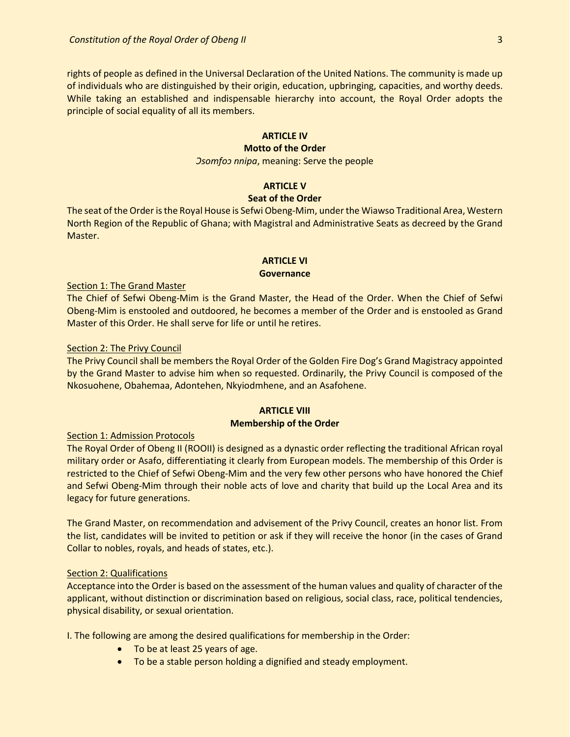rights of people as defined in the Universal Declaration of the United Nations. The community is made up of individuals who are distinguished by their origin, education, upbringing, capacities, and worthy deeds. While taking an established and indispensable hierarchy into account, the Royal Order adopts the principle of social equality of all its members.

## ARTICLE IV
### Motto of the Order

*Ɔsomfoɔ nnipa*, meaning: Serve the people

## ARTICLE V
### Seat of the Order

The seat of the Order is the Royal House is Sefwi Obeng-Mim, under the Wiawso Traditional Area, Western North Region of the Republic of Ghana; with Magistral and Administrative Seats as decreed by the Grand Master.

## ARTICLE VI
### Governance

Section 1: The Grand Master

The Chief of Sefwi Obeng-Mim is the Grand Master, the Head of the Order. When the Chief of Sefwi Obeng-Mim is enstooled and outdoored, he becomes a member of the Order and is enstooled as Grand Master of this Order. He shall serve for life or until he retires.

Section 2: The Privy Council

The Privy Council shall be members the Royal Order of the Golden Fire Dog's Grand Magistracy appointed by the Grand Master to advise him when so requested. Ordinarily, the Privy Council is composed of the Nkosuohene, Obahemaa, Adontehen, Nkyiodmhene, and an Asafohene.

## ARTICLE VIII
### Membership of the Order

Section 1: Admission Protocols

The Royal Order of Obeng II (ROOII) is designed as a dynastic order reflecting the traditional African royal military order or Asafo, differentiating it clearly from European models. The membership of this Order is restricted to the Chief of Sefwi Obeng-Mim and the very few other persons who have honored the Chief and Sefwi Obeng-Mim through their noble acts of love and charity that build up the Local Area and its legacy for future generations.

The Grand Master, on recommendation and advisement of the Privy Council, creates an honor list. From the list, candidates will be invited to petition or ask if they will receive the honor (in the cases of Grand Collar to nobles, royals, and heads of states, etc.).

Section 2: Qualifications

Acceptance into the Order is based on the assessment of the human values and quality of character of the applicant, without distinction or discrimination based on religious, social class, race, political tendencies, physical disability, or sexual orientation.

I. The following are among the desired qualifications for membership in the Order:

- To be at least 25 years of age.
- To be a stable person holding a dignified and steady employment.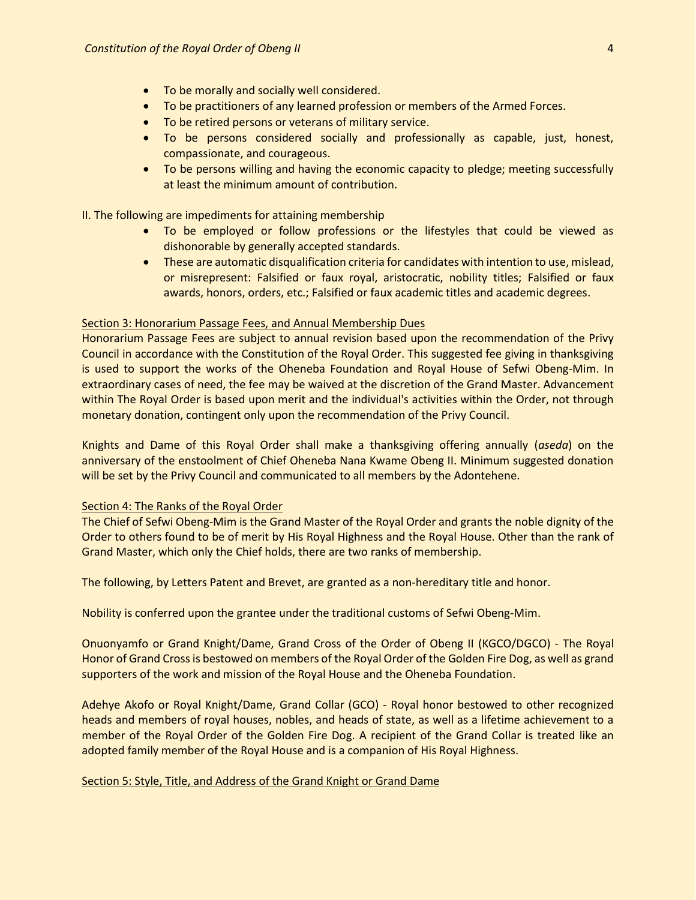- To be morally and socially well considered.
- To be practitioners of any learned profession or members of the Armed Forces.
- To be retired persons or veterans of military service.
- To be persons considered socially and professionally as capable, just, honest, compassionate, and courageous.
- To be persons willing and having the economic capacity to pledge; meeting successfully at least the minimum amount of contribution.

II. The following are impediments for attaining membership

- To be employed or follow professions or the lifestyles that could be viewed as dishonorable by generally accepted standards.
- These are automatic disqualification criteria for candidates with intention to use, mislead, or misrepresent: Falsified or faux royal, aristocratic, nobility titles; Falsified or faux awards, honors, orders, etc.; Falsified or faux academic titles and academic degrees.

Section 3: Honorarium Passage Fees, and Annual Membership Dues

Honorarium Passage Fees are subject to annual revision based upon the recommendation of the Privy Council in accordance with the Constitution of the Royal Order. This suggested fee giving in thanksgiving is used to support the works of the Oheneba Foundation and Royal House of Sefwi Obeng-Mim. In extraordinary cases of need, the fee may be waived at the discretion of the Grand Master. Advancement within The Royal Order is based upon merit and the individual's activities within the Order, not through monetary donation, contingent only upon the recommendation of the Privy Council.

Knights and Dame of this Royal Order shall make a thanksgiving offering annually (*aseda*) on the anniversary of the enstoolment of Chief Oheneba Nana Kwame Obeng II. Minimum suggested donation will be set by the Privy Council and communicated to all members by the Adontehene.

Section 4: The Ranks of the Royal Order

The Chief of Sefwi Obeng-Mim is the Grand Master of the Royal Order and grants the noble dignity of the Order to others found to be of merit by His Royal Highness and the Royal House. Other than the rank of Grand Master, which only the Chief holds, there are two ranks of membership.

The following, by Letters Patent and Brevet, are granted as a non-hereditary title and honor.

Nobility is conferred upon the grantee under the traditional customs of Sefwi Obeng-Mim.

Onuonyamfo or Grand Knight/Dame, Grand Cross of the Order of Obeng II (KGCO/DGCO) - The Royal Honor of Grand Cross is bestowed on members of the Royal Order of the Golden Fire Dog, as well as grand supporters of the work and mission of the Royal House and the Oheneba Foundation.

Adehye Akofo or Royal Knight/Dame, Grand Collar (GCO) - Royal honor bestowed to other recognized heads and members of royal houses, nobles, and heads of state, as well as a lifetime achievement to a member of the Royal Order of the Golden Fire Dog. A recipient of the Grand Collar is treated like an adopted family member of the Royal House and is a companion of His Royal Highness.

Section 5: Style, Title, and Address of the Grand Knight or Grand Dame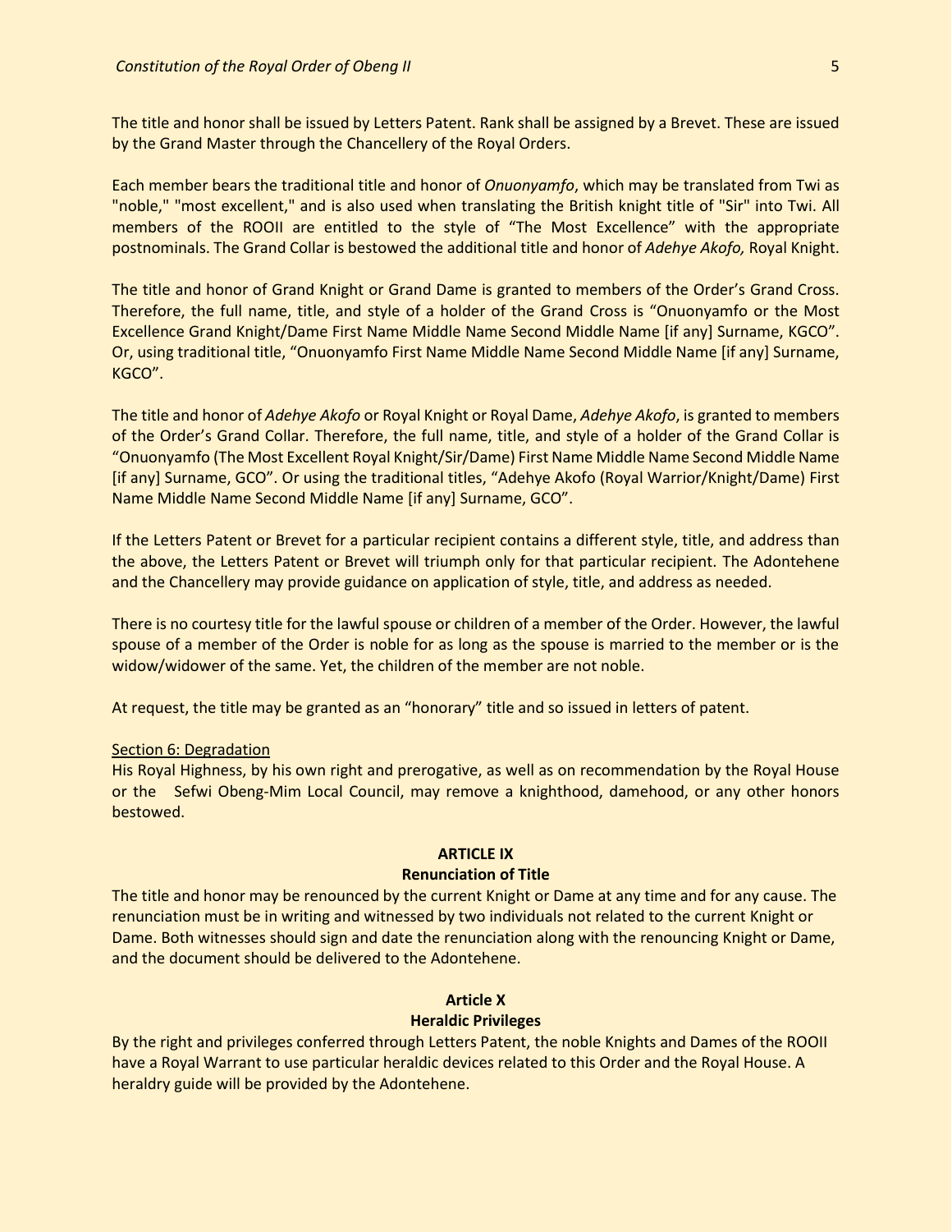The title and honor shall be issued by Letters Patent. Rank shall be assigned by a Brevet. These are issued by the Grand Master through the Chancellery of the Royal Orders.

Each member bears the traditional title and honor of *Onuonyamfo*, which may be translated from Twi as "noble," "most excellent," and is also used when translating the British knight title of "Sir" into Twi. All members of the ROOII are entitled to the style of "The Most Excellence" with the appropriate postnominals. The Grand Collar is bestowed the additional title and honor of *Adehye Akofo,* Royal Knight.

The title and honor of Grand Knight or Grand Dame is granted to members of the Order's Grand Cross. Therefore, the full name, title, and style of a holder of the Grand Cross is "Onuonyamfo or the Most Excellence Grand Knight/Dame First Name Middle Name Second Middle Name [if any] Surname, KGCO". Or, using traditional title, "Onuonyamfo First Name Middle Name Second Middle Name [if any] Surname, KGCO".

The title and honor of *Adehye Akofo* or Royal Knight or Royal Dame, *Adehye Akofo*, is granted to members of the Order's Grand Collar. Therefore, the full name, title, and style of a holder of the Grand Collar is "Onuonyamfo (The Most Excellent Royal Knight/Sir/Dame) First Name Middle Name Second Middle Name [if any] Surname, GCO". Or using the traditional titles, "Adehye Akofo (Royal Warrior/Knight/Dame) First Name Middle Name Second Middle Name [if any] Surname, GCO".

If the Letters Patent or Brevet for a particular recipient contains a different style, title, and address than the above, the Letters Patent or Brevet will triumph only for that particular recipient. The Adontehene and the Chancellery may provide guidance on application of style, title, and address as needed.

There is no courtesy title for the lawful spouse or children of a member of the Order. However, the lawful spouse of a member of the Order is noble for as long as the spouse is married to the member or is the widow/widower of the same. Yet, the children of the member are not noble.

At request, the title may be granted as an "honorary" title and so issued in letters of patent.

Section 6: Degradation

His Royal Highness, by his own right and prerogative, as well as on recommendation by the Royal House or the Sefwi Obeng-Mim Local Council, may remove a knighthood, damehood, or any other honors bestowed.

## ARTICLE IX
## Renunciation of Title

The title and honor may be renounced by the current Knight or Dame at any time and for any cause. The renunciation must be in writing and witnessed by two individuals not related to the current Knight or Dame. Both witnesses should sign and date the renunciation along with the renouncing Knight or Dame, and the document should be delivered to the Adontehene.

## Article X
## Heraldic Privileges

By the right and privileges conferred through Letters Patent, the noble Knights and Dames of the ROOII have a Royal Warrant to use particular heraldic devices related to this Order and the Royal House. A heraldry guide will be provided by the Adontehene.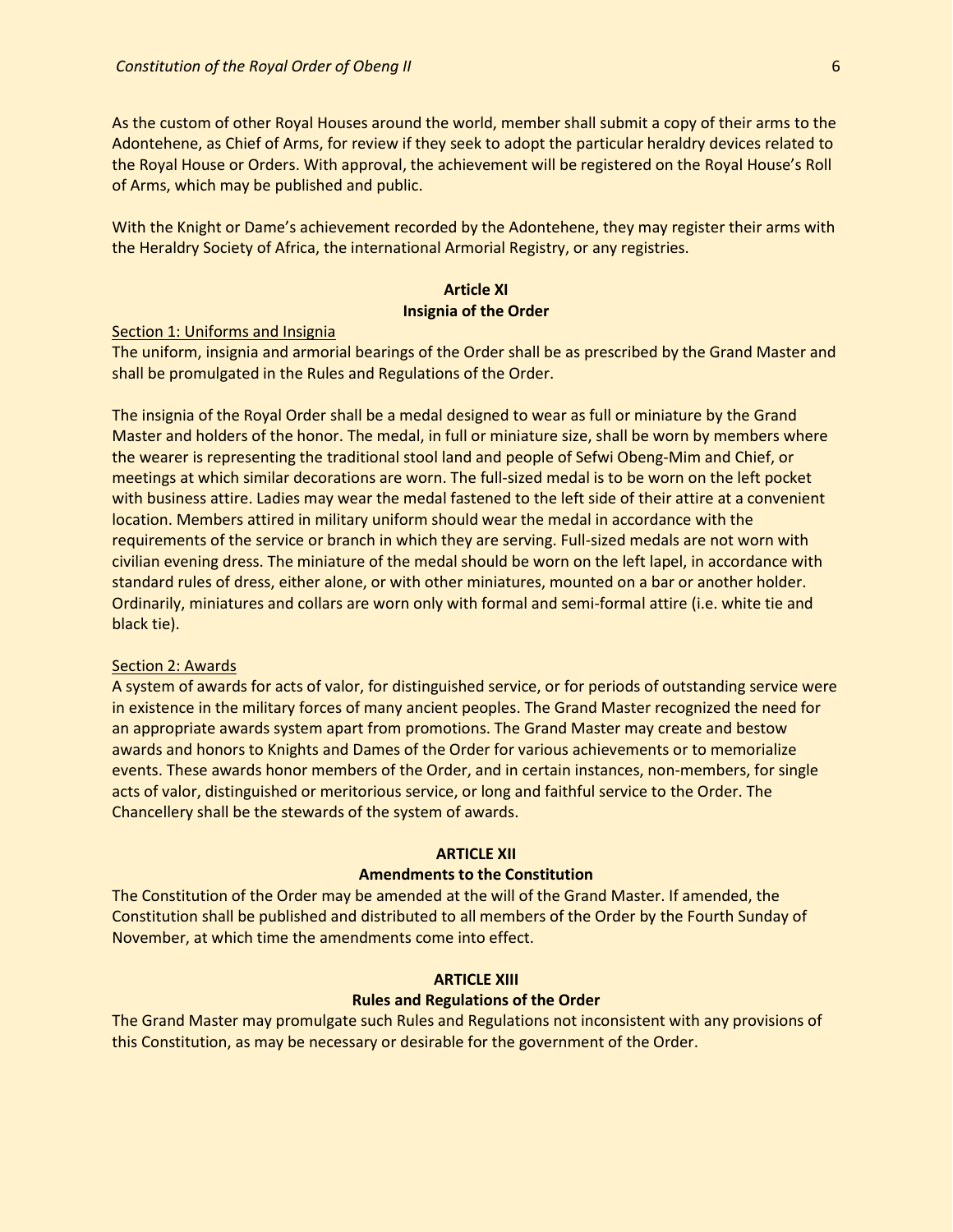As the custom of other Royal Houses around the world, member shall submit a copy of their arms to the Adontehene, as Chief of Arms, for review if they seek to adopt the particular heraldry devices related to the Royal House or Orders. With approval, the achievement will be registered on the Royal House's Roll of Arms, which may be published and public.

With the Knight or Dame's achievement recorded by the Adontehene, they may register their arms with the Heraldry Society of Africa, the international Armorial Registry, or any registries.

## Article XI
## Insignia of the Order

Section 1: Uniforms and Insignia

The uniform, insignia and armorial bearings of the Order shall be as prescribed by the Grand Master and shall be promulgated in the Rules and Regulations of the Order.

The insignia of the Royal Order shall be a medal designed to wear as full or miniature by the Grand Master and holders of the honor. The medal, in full or miniature size, shall be worn by members where the wearer is representing the traditional stool land and people of Sefwi Obeng-Mim and Chief, or meetings at which similar decorations are worn. The full-sized medal is to be worn on the left pocket with business attire. Ladies may wear the medal fastened to the left side of their attire at a convenient location. Members attired in military uniform should wear the medal in accordance with the requirements of the service or branch in which they are serving. Full-sized medals are not worn with civilian evening dress. The miniature of the medal should be worn on the left lapel, in accordance with standard rules of dress, either alone, or with other miniatures, mounted on a bar or another holder. Ordinarily, miniatures and collars are worn only with formal and semi-formal attire (i.e. white tie and black tie).

Section 2: Awards

A system of awards for acts of valor, for distinguished service, or for periods of outstanding service were in existence in the military forces of many ancient peoples. The Grand Master recognized the need for an appropriate awards system apart from promotions. The Grand Master may create and bestow awards and honors to Knights and Dames of the Order for various achievements or to memorialize events. These awards honor members of the Order, and in certain instances, non-members, for single acts of valor, distinguished or meritorious service, or long and faithful service to the Order. The Chancellery shall be the stewards of the system of awards.

## ARTICLE XII
## Amendments to the Constitution

The Constitution of the Order may be amended at the will of the Grand Master. If amended, the Constitution shall be published and distributed to all members of the Order by the Fourth Sunday of November, at which time the amendments come into effect.

## ARTICLE XIII
## Rules and Regulations of the Order

The Grand Master may promulgate such Rules and Regulations not inconsistent with any provisions of this Constitution, as may be necessary or desirable for the government of the Order.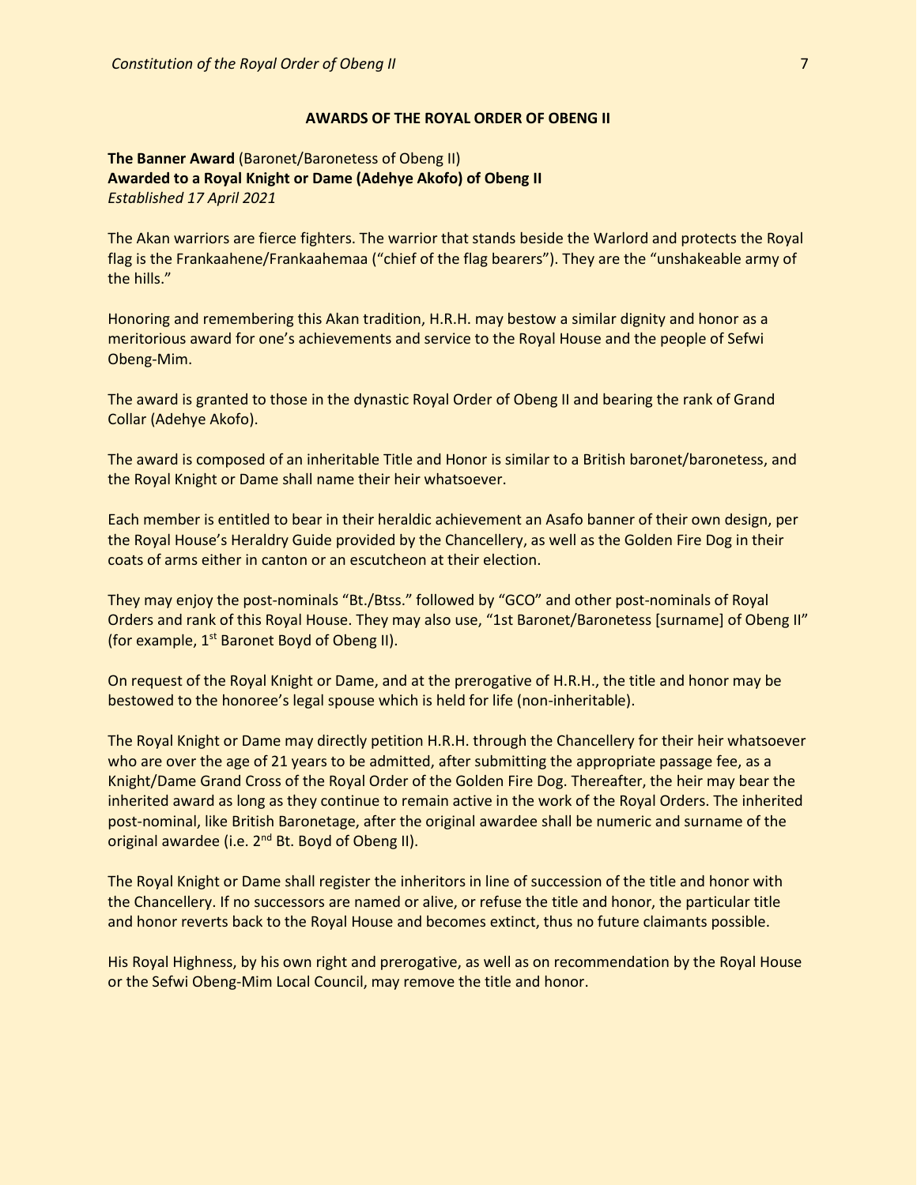## AWARDS OF THE ROYAL ORDER OF OBENG II

**The Banner Award** (Baronet/Baronetess of Obeng II)
**Awarded to a Royal Knight or Dame (Adehye Akofo) of Obeng II**
*Established 17 April 2021*

The Akan warriors are fierce fighters. The warrior that stands beside the Warlord and protects the Royal flag is the Frankaahene/Frankaahemaa ("chief of the flag bearers"). They are the "unshakeable army of the hills."

Honoring and remembering this Akan tradition, H.R.H. may bestow a similar dignity and honor as a meritorious award for one's achievements and service to the Royal House and the people of Sefwi Obeng-Mim.

The award is granted to those in the dynastic Royal Order of Obeng II and bearing the rank of Grand Collar (Adehye Akofo).

The award is composed of an inheritable Title and Honor is similar to a British baronet/baronetess, and the Royal Knight or Dame shall name their heir whatsoever.

Each member is entitled to bear in their heraldic achievement an Asafo banner of their own design, per the Royal House's Heraldry Guide provided by the Chancellery, as well as the Golden Fire Dog in their coats of arms either in canton or an escutcheon at their election.

They may enjoy the post-nominals "Bt./Btss." followed by "GCO" and other post-nominals of Royal Orders and rank of this Royal House. They may also use, "1st Baronet/Baronetess [surname] of Obeng II" (for example, 1st Baronet Boyd of Obeng II).

On request of the Royal Knight or Dame, and at the prerogative of H.R.H., the title and honor may be bestowed to the honoree's legal spouse which is held for life (non-inheritable).

The Royal Knight or Dame may directly petition H.R.H. through the Chancellery for their heir whatsoever who are over the age of 21 years to be admitted, after submitting the appropriate passage fee, as a Knight/Dame Grand Cross of the Royal Order of the Golden Fire Dog. Thereafter, the heir may bear the inherited award as long as they continue to remain active in the work of the Royal Orders. The inherited post-nominal, like British Baronetage, after the original awardee shall be numeric and surname of the original awardee (i.e. 2nd Bt. Boyd of Obeng II).

The Royal Knight or Dame shall register the inheritors in line of succession of the title and honor with the Chancellery. If no successors are named or alive, or refuse the title and honor, the particular title and honor reverts back to the Royal House and becomes extinct, thus no future claimants possible.

His Royal Highness, by his own right and prerogative, as well as on recommendation by the Royal House or the Sefwi Obeng-Mim Local Council, may remove the title and honor.